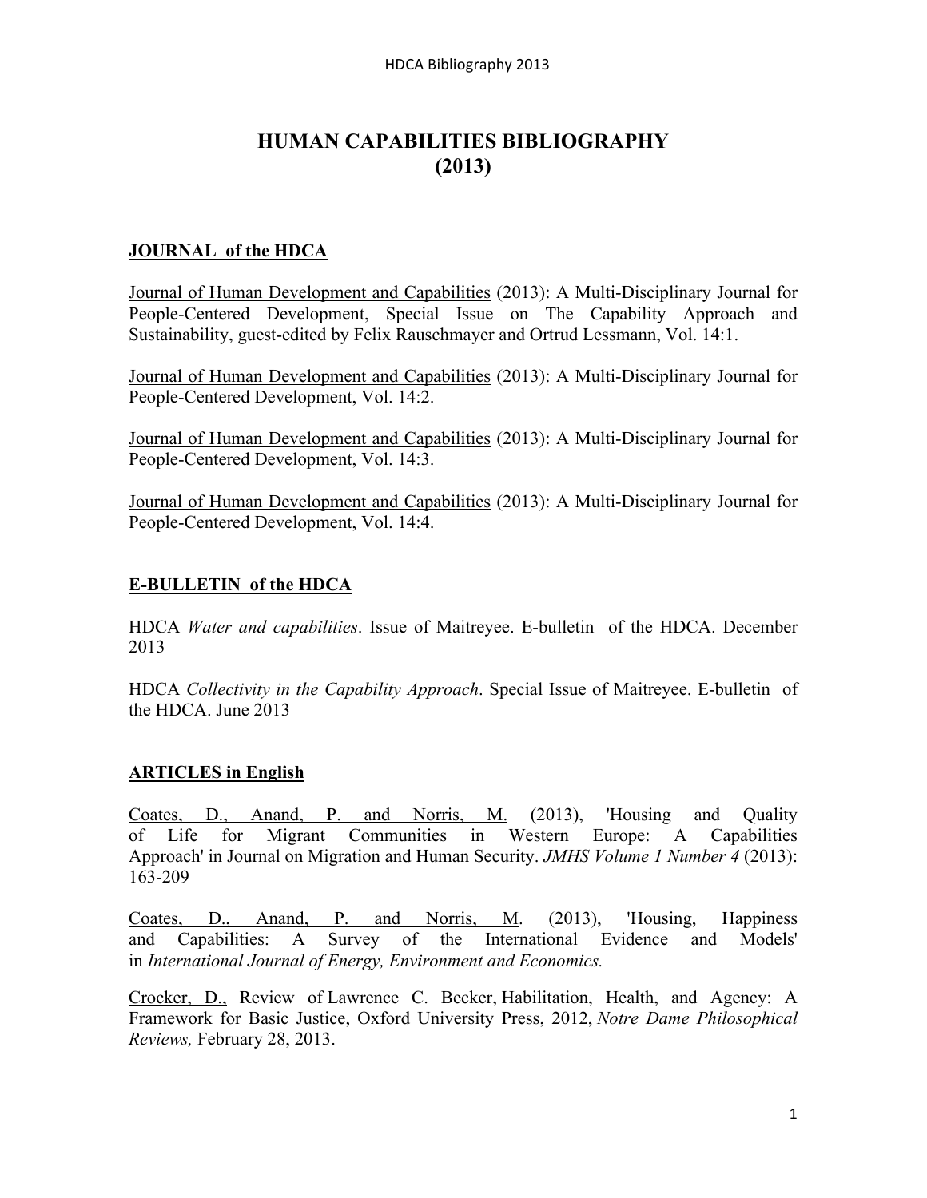# HUMAN CAPABILITIES BIBLIOGRAPHY (2013)

## JOURNAL of the HDCA

Journal of Human Development and Capabilities (2013): A Multi-Disciplinary Journal for People-Centered Development, Special Issue on The Capability Approach and Sustainability, guest-edited by Felix Rauschmayer and Ortrud Lessmann, Vol. 14:1.

Journal of Human Development and Capabilities (2013): A Multi-Disciplinary Journal for People-Centered Development, Vol. 14:2.

Journal of Human Development and Capabilities (2013): A Multi-Disciplinary Journal for People-Centered Development, Vol. 14:3.

Journal of Human Development and Capabilities (2013): A Multi-Disciplinary Journal for People-Centered Development, Vol. 14:4.

## E-BULLETIN of the HDCA

HDCA *Water and capabilities*. Issue of Maitreyee. E-bulletin of the HDCA. December 2013

HDCA *Collectivity in the Capability Approach*. Special Issue of Maitreyee. E-bulletin of the HDCA. June 2013

## ARTICLES in English

Coates, D., Anand, P. and Norris, M. (2013), 'Housing and Quality of Life for Migrant Communities in Western Europe: A Capabilities Approach' in Journal on Migration and Human Security. *JMHS Volume 1 Number 4* (2013): 163-209

Coates, D., Anand, P. and Norris, M. (2013), 'Housing, Happiness and Capabilities: A Survey of the International Evidence and Models' in *International Journal of Energy, Environment and Economics.*

Crocker, D., Review of Lawrence C. Becker, Habilitation, Health, and Agency: A Framework for Basic Justice, Oxford University Press, 2012, *Notre Dame Philosophical Reviews,* February 28, 2013.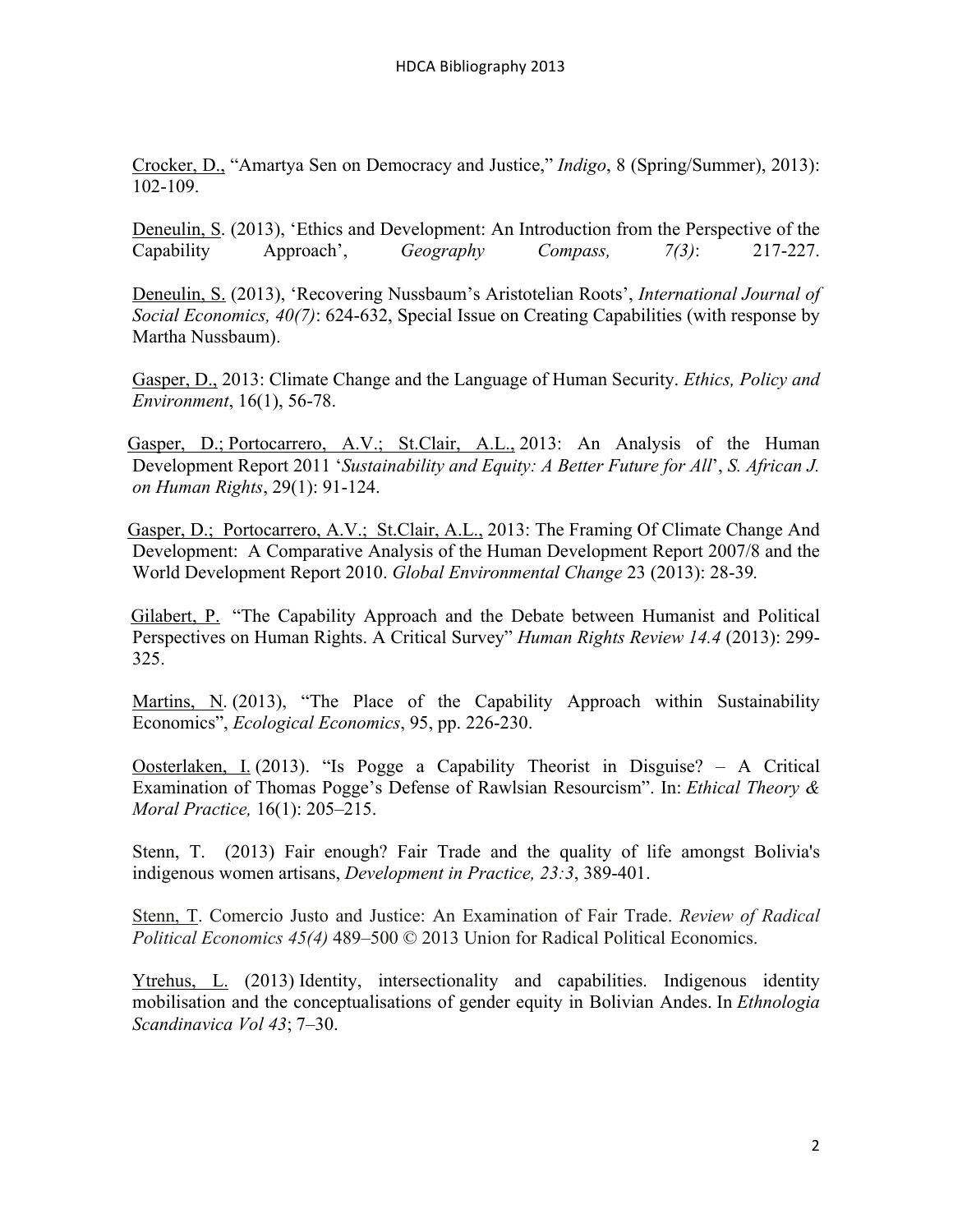Crocker, D., "Amartya Sen on Democracy and Justice," *Indigo*, 8 (Spring/Summer), 2013): 102-109.

Deneulin, S. (2013), 'Ethics and Development: An Introduction from the Perspective of the Capability Approach', *Geography Compass, 7(3)*: 217-227.

Deneulin, S. (2013), 'Recovering Nussbaum's Aristotelian Roots', *International Journal of Social Economics, 40(7)*: 624-632, Special Issue on Creating Capabilities (with response by Martha Nussbaum).

Gasper, D., 2013: Climate Change and the Language of Human Security. *Ethics, Policy and Environment*, 16(1), 56-78.

Gasper, D.; Portocarrero, A.V.; St.Clair, A.L., 2013: An Analysis of the Human Development Report 2011 '*Sustainability and Equity: A Better Future for All*', *S. African J. on Human Rights*, 29(1): 91-124.

Gasper, D.; Portocarrero, A.V.; St.Clair, A.L., 2013: The Framing Of Climate Change And Development: A Comparative Analysis of the Human Development Report 2007/8 and the World Development Report 2010. *Global Environmental Change* 23 (2013): 28-39.

Gilabert, P. "The Capability Approach and the Debate between Humanist and Political Perspectives on Human Rights. A Critical Survey" *Human Rights Review 14.4* (2013): 299-325.

Martins, N. (2013), "The Place of the Capability Approach within Sustainability Economics", *Ecological Economics*, 95, pp. 226-230.

Oosterlaken, I. (2013). "Is Pogge a Capability Theorist in Disguise? – A Critical Examination of Thomas Pogge's Defense of Rawlsian Resourcism". In: *Ethical Theory & Moral Practice,* 16(1): 205–215.

Stenn, T. (2013) Fair enough? Fair Trade and the quality of life amongst Bolivia's indigenous women artisans, *Development in Practice, 23:3*, 389-401.

Stenn, T. Comercio Justo and Justice: An Examination of Fair Trade. *Review of Radical Political Economics 45(4)* 489–500 © 2013 Union for Radical Political Economics.

Ytrehus, L. (2013) Identity, intersectionality and capabilities. Indigenous identity mobilisation and the conceptualisations of gender equity in Bolivian Andes. In *Ethnologia Scandinavica Vol 43*; 7–30.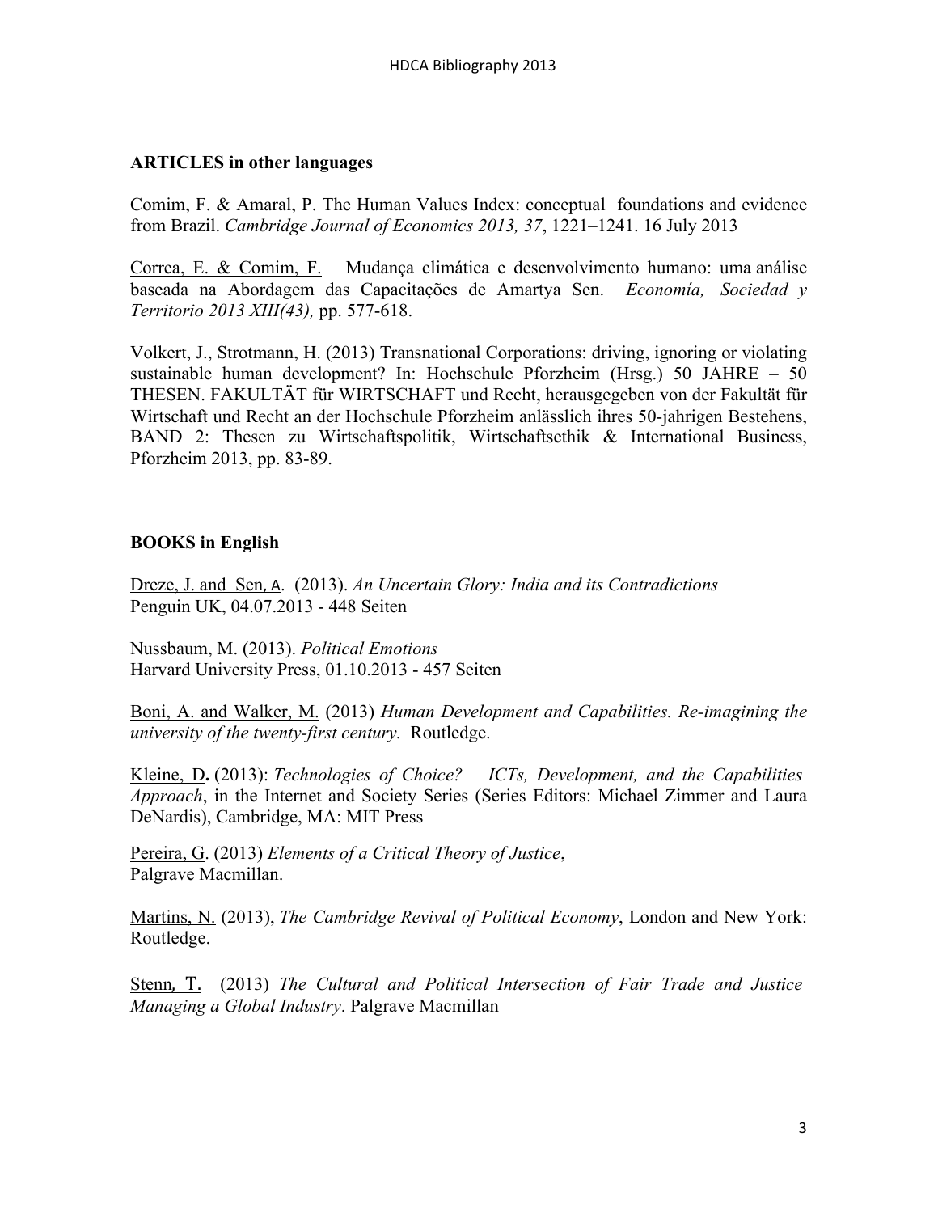**ARTICLES in other languages**

Comim, F. & Amaral, P. The Human Values Index: conceptual foundations and evidence from Brazil. *Cambridge Journal of Economics 2013, 37*, 1221–1241. 16 July 2013

Correa, E. & Comim, F. Mudança climática e desenvolvimento humano: uma análise baseada na Abordagem das Capacitações de Amartya Sen. *Economía, Sociedad y Territorio 2013 XIII(43),* pp. 577-618.

Volkert, J., Strotmann, H. (2013) Transnational Corporations: driving, ignoring or violating sustainable human development? In: Hochschule Pforzheim (Hrsg.) 50 JAHRE – 50 THESEN. FAKULTÄT für WIRTSCHAFT und Recht, herausgegeben von der Fakultät für Wirtschaft und Recht an der Hochschule Pforzheim anlässlich ihres 50-jahrigen Bestehens, BAND 2: Thesen zu Wirtschaftspolitik, Wirtschaftsethik & International Business, Pforzheim 2013, pp. 83-89.

**BOOKS in English**

Dreze, J. and Sen, A. (2013). *An Uncertain Glory: India and its Contradictions*
Penguin UK, 04.07.2013 - 448 Seiten

Nussbaum, M. (2013). *Political Emotions*
Harvard University Press, 01.10.2013 - 457 Seiten

Boni, A. and Walker, M. (2013) *Human Development and Capabilities. Re-imagining the university of the twenty-first century.* Routledge.

Kleine, D**.** (2013): *Technologies of Choice? – ICTs, Development, and the Capabilities Approach*, in the Internet and Society Series (Series Editors: Michael Zimmer and Laura DeNardis), Cambridge, MA: MIT Press

Pereira, G. (2013) *Elements of a Critical Theory of Justice*,
Palgrave Macmillan.

Martins, N. (2013), *The Cambridge Revival of Political Economy*, London and New York: Routledge.

Stenn, T. (2013) *The Cultural and Political Intersection of Fair Trade and Justice Managing a Global Industry*. Palgrave Macmillan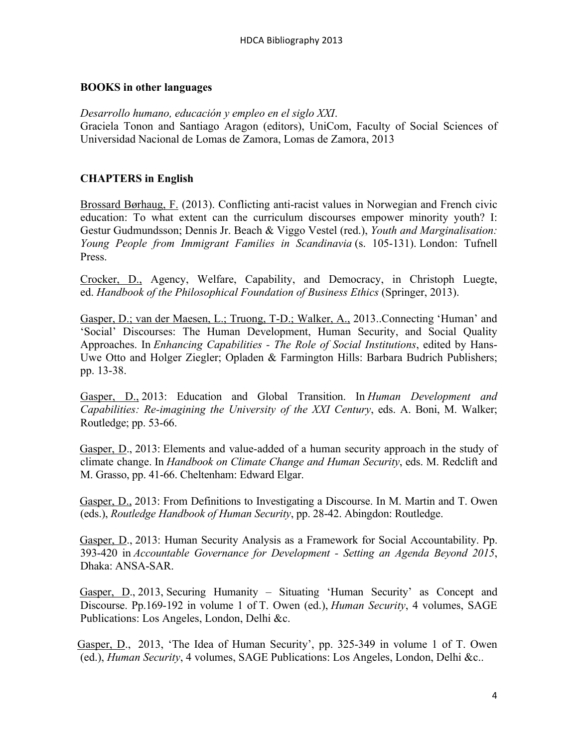**BOOKS in other languages**

*Desarrollo humano, educación y empleo en el siglo XXI*.
Graciela Tonon and Santiago Aragon (editors), UniCom, Faculty of Social Sciences of Universidad Nacional de Lomas de Zamora, Lomas de Zamora, 2013

**CHAPTERS in English**

Brossard Børhaug, F. (2013). Conflicting anti-racist values in Norwegian and French civic education: To what extent can the curriculum discourses empower minority youth? I: Gestur Gudmundsson; Dennis Jr. Beach & Viggo Vestel (red.), *Youth and Marginalisation: Young People from Immigrant Families in Scandinavia* (s. 105-131). London: Tufnell Press.

Crocker, D., Agency, Welfare, Capability, and Democracy, in Christoph Luegte, ed. *Handbook of the Philosophical Foundation of Business Ethics* (Springer, 2013).

Gasper, D.; van der Maesen, L.; Truong, T-D.; Walker, A., 2013..Connecting 'Human' and 'Social' Discourses: The Human Development, Human Security, and Social Quality Approaches. In *Enhancing Capabilities - The Role of Social Institutions*, edited by Hans-Uwe Otto and Holger Ziegler; Opladen & Farmington Hills: Barbara Budrich Publishers; pp. 13-38.

Gasper, D., 2013: Education and Global Transition. In *Human Development and Capabilities: Re-imagining the University of the XXI Century*, eds. A. Boni, M. Walker; Routledge; pp. 53-66.

Gasper, D., 2013: Elements and value-added of a human security approach in the study of climate change. In *Handbook on Climate Change and Human Security*, eds. M. Redclift and M. Grasso, pp. 41-66. Cheltenham: Edward Elgar.

Gasper, D., 2013: From Definitions to Investigating a Discourse. In M. Martin and T. Owen (eds.), *Routledge Handbook of Human Security*, pp. 28-42. Abingdon: Routledge.

Gasper, D., 2013: Human Security Analysis as a Framework for Social Accountability. Pp. 393-420 in *Accountable Governance for Development - Setting an Agenda Beyond 2015*, Dhaka: ANSA-SAR.

Gasper, D., 2013, Securing Humanity – Situating 'Human Security' as Concept and Discourse. Pp.169-192 in volume 1 of T. Owen (ed.), *Human Security*, 4 volumes, SAGE Publications: Los Angeles, London, Delhi &c.

Gasper, D., 2013, 'The Idea of Human Security', pp. 325-349 in volume 1 of T. Owen (ed.), *Human Security*, 4 volumes, SAGE Publications: Los Angeles, London, Delhi &c..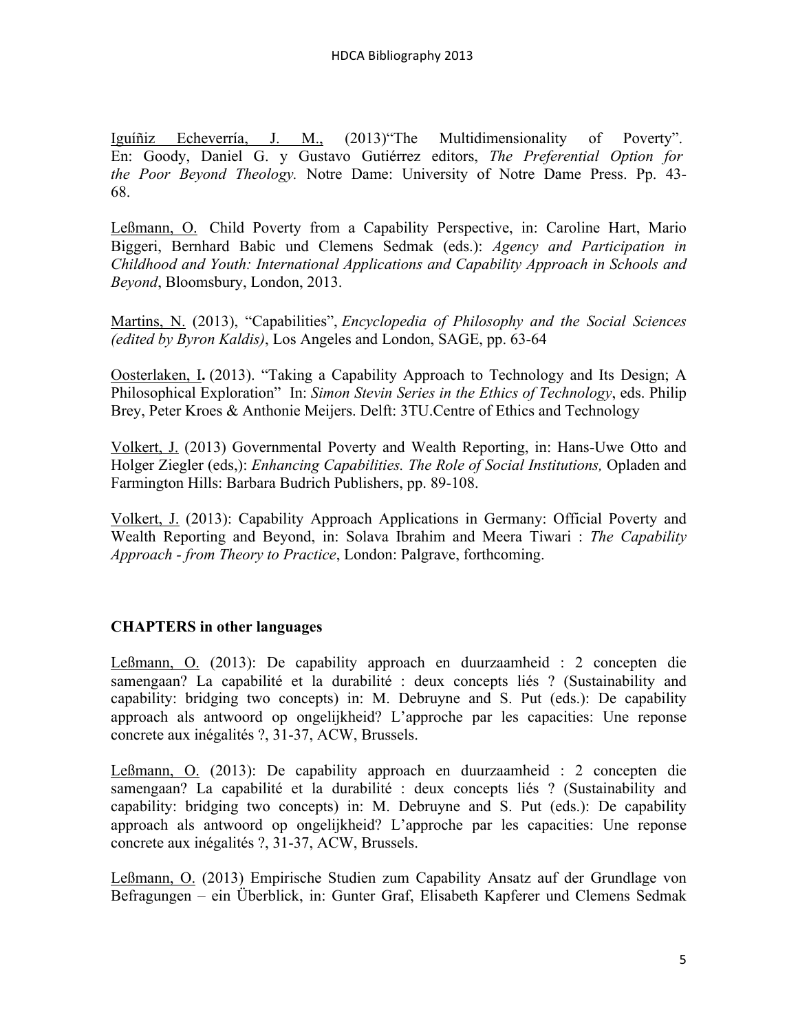Iguíñiz Echeverría, J. M., (2013)"The Multidimensionality of Poverty". En: Goody, Daniel G. y Gustavo Gutiérrez editors, *The Preferential Option for the Poor Beyond Theology.* Notre Dame: University of Notre Dame Press. Pp. 43-68.

Leßmann, O. Child Poverty from a Capability Perspective, in: Caroline Hart, Mario Biggeri, Bernhard Babic und Clemens Sedmak (eds.): *Agency and Participation in Childhood and Youth: International Applications and Capability Approach in Schools and Beyond*, Bloomsbury, London, 2013.

Martins, N. (2013), "Capabilities", *Encyclopedia of Philosophy and the Social Sciences (edited by Byron Kaldis)*, Los Angeles and London, SAGE, pp. 63-64

Oosterlaken, I**.** (2013). "Taking a Capability Approach to Technology and Its Design; A Philosophical Exploration" In: *Simon Stevin Series in the Ethics of Technology*, eds. Philip Brey, Peter Kroes & Anthonie Meijers. Delft: 3TU.Centre of Ethics and Technology

Volkert, J. (2013) Governmental Poverty and Wealth Reporting, in: Hans-Uwe Otto and Holger Ziegler (eds,): *Enhancing Capabilities. The Role of Social Institutions,* Opladen and Farmington Hills: Barbara Budrich Publishers, pp. 89-108.

Volkert, J. (2013): Capability Approach Applications in Germany: Official Poverty and Wealth Reporting and Beyond, in: Solava Ibrahim and Meera Tiwari : *The Capability Approach - from Theory to Practice*, London: Palgrave, forthcoming.

**CHAPTERS in other languages**

Leßmann, O. (2013): De capability approach en duurzaamheid : 2 concepten die samengaan? La capabilité et la durabilité : deux concepts liés ? (Sustainability and capability: bridging two concepts) in: M. Debruyne and S. Put (eds.): De capability approach als antwoord op ongelijkheid? L'approche par les capacities: Une reponse concrete aux inégalités ?, 31-37, ACW, Brussels.

Leßmann, O. (2013): De capability approach en duurzaamheid : 2 concepten die samengaan? La capabilité et la durabilité : deux concepts liés ? (Sustainability and capability: bridging two concepts) in: M. Debruyne and S. Put (eds.): De capability approach als antwoord op ongelijkheid? L'approche par les capacities: Une reponse concrete aux inégalités ?, 31-37, ACW, Brussels.

Leßmann, O. (2013) Empirische Studien zum Capability Ansatz auf der Grundlage von Befragungen – ein Überblick, in: Gunter Graf, Elisabeth Kapferer und Clemens Sedmak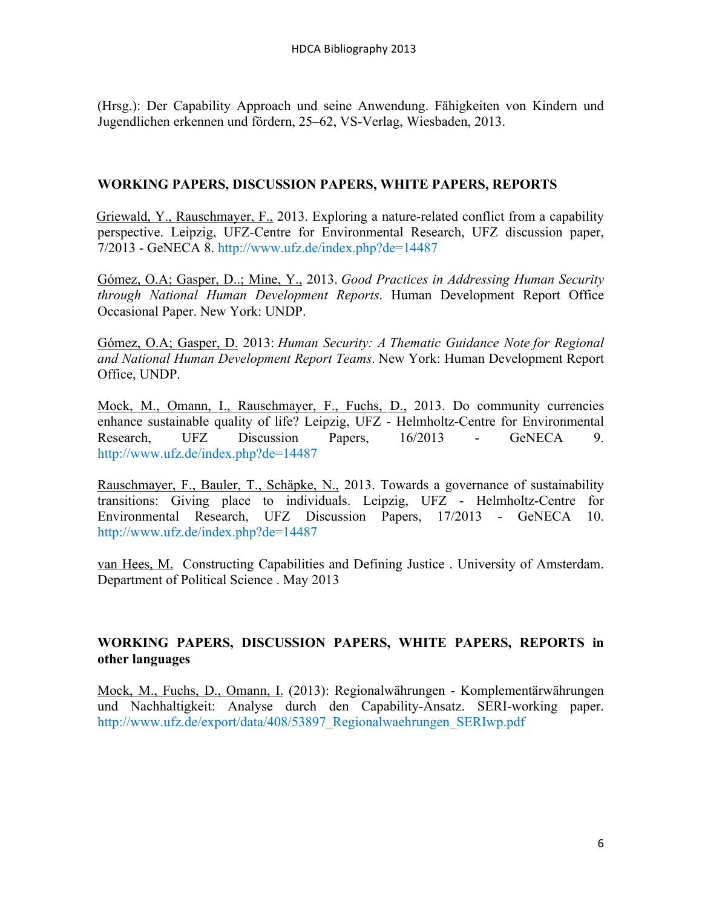(Hrsg.): Der Capability Approach und seine Anwendung. Fähigkeiten von Kindern und Jugendlichen erkennen und fördern, 25–62, VS-Verlag, Wiesbaden, 2013.

## WORKING PAPERS, DISCUSSION PAPERS, WHITE PAPERS, REPORTS

Griewald, Y., Rauschmayer, F., 2013. Exploring a nature-related conflict from a capability perspective. Leipzig, UFZ-Centre for Environmental Research, UFZ discussion paper, 7/2013 - GeNECA 8. http://www.ufz.de/index.php?de=14487

Gómez, O.A; Gasper, D..; Mine, Y., 2013. *Good Practices in Addressing Human Security through National Human Development Reports*. Human Development Report Office Occasional Paper. New York: UNDP.

Gómez, O.A; Gasper, D. 2013: *Human Security: A Thematic Guidance Note for Regional and National Human Development Report Teams*. New York: Human Development Report Office, UNDP.

Mock, M., Omann, I., Rauschmayer, F., Fuchs, D., 2013. Do community currencies enhance sustainable quality of life? Leipzig, UFZ - Helmholtz-Centre for Environmental Research, UFZ Discussion Papers, 16/2013 - GeNECA 9. http://www.ufz.de/index.php?de=14487

Rauschmayer, F., Bauler, T., Schäpke, N., 2013. Towards a governance of sustainability transitions: Giving place to individuals. Leipzig, UFZ - Helmholtz-Centre for Environmental Research, UFZ Discussion Papers, 17/2013 - GeNECA 10. http://www.ufz.de/index.php?de=14487

van Hees, M. Constructing Capabilities and Defining Justice . University of Amsterdam. Department of Political Science . May 2013

## WORKING PAPERS, DISCUSSION PAPERS, WHITE PAPERS, REPORTS in other languages

Mock, M., Fuchs, D., Omann, I. (2013): Regionalwährungen - Komplementärwährungen und Nachhaltigkeit: Analyse durch den Capability-Ansatz. SERI-working paper. http://www.ufz.de/export/data/408/53897_Regionalwaehrungen_SERIwp.pdf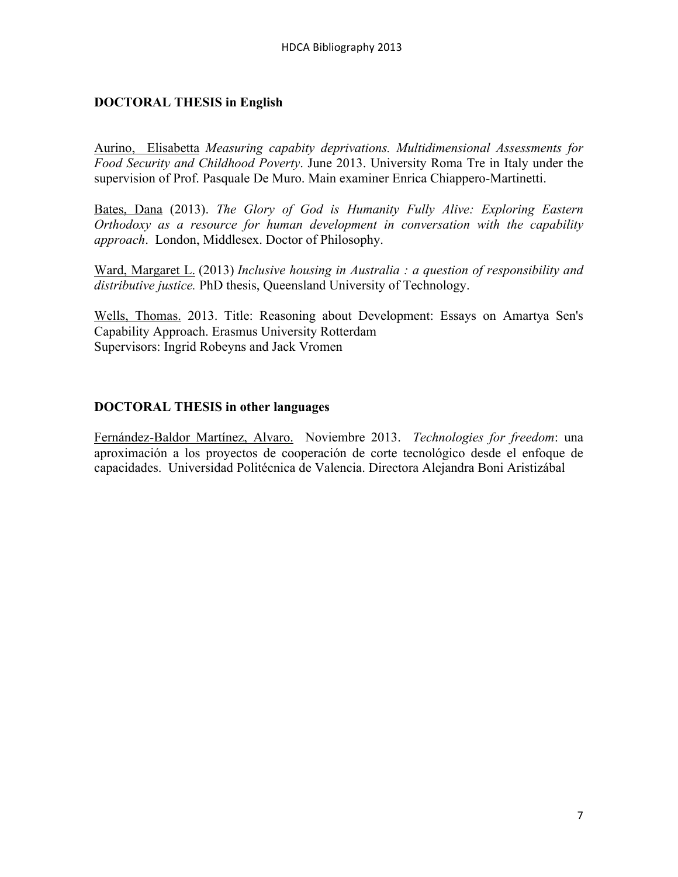## DOCTORAL THESIS in English

Aurino, Elisabetta *Measuring capabity deprivations. Multidimensional Assessments for Food Security and Childhood Poverty*. June 2013. University Roma Tre in Italy under the supervision of Prof. Pasquale De Muro. Main examiner Enrica Chiappero-Martinetti.

Bates, Dana (2013). *The Glory of God is Humanity Fully Alive: Exploring Eastern Orthodoxy as a resource for human development in conversation with the capability approach*. London, Middlesex. Doctor of Philosophy.

Ward, Margaret L. (2013) *Inclusive housing in Australia : a question of responsibility and distributive justice.* PhD thesis, Queensland University of Technology.

Wells, Thomas. 2013. Title: Reasoning about Development: Essays on Amartya Sen's Capability Approach. Erasmus University Rotterdam
Supervisors: Ingrid Robeyns and Jack Vromen

## DOCTORAL THESIS in other languages

Fernández-Baldor Martínez, Alvaro. Noviembre 2013. *Technologies for freedom*: una aproximación a los proyectos de cooperación de corte tecnológico desde el enfoque de capacidades. Universidad Politécnica de Valencia. Directora Alejandra Boni Aristizábal